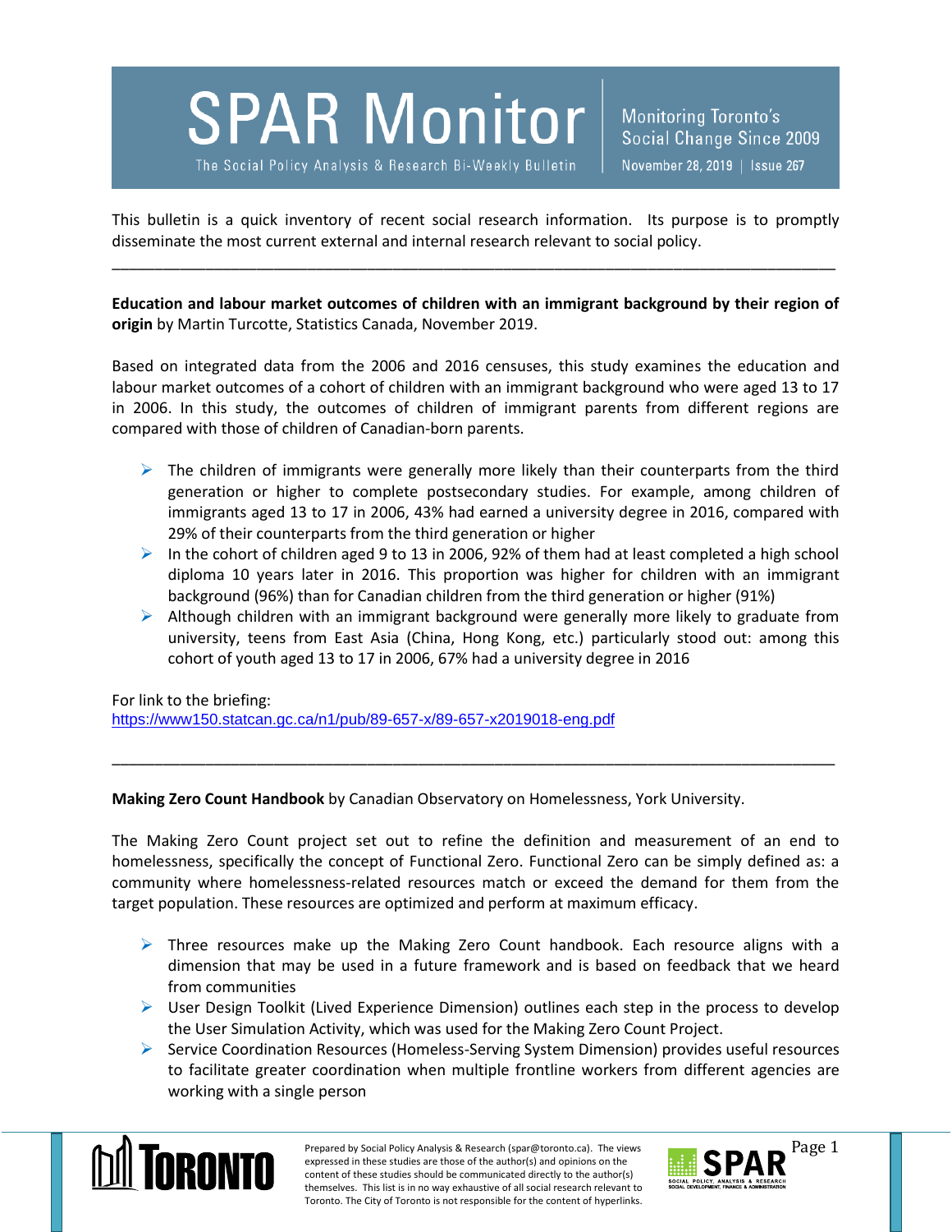# SPAR Monitor

The Social Policy Analysis & Research Bi-Weekly Bulletin

Monitoring Toronto's Social Change Since 2009

November 28, 2019 | Issue 267

This bulletin is a quick inventory of recent social research information. Its purpose is to promptly disseminate the most current external and internal research relevant to social policy.

---

**Education and labour market outcomes of children with an immigrant background by their region of origin** by Martin Turcotte, Statistics Canada, November 2019.

Based on integrated data from the 2006 and 2016 censuses, this study examines the education and labour market outcomes of a cohort of children with an immigrant background who were aged 13 to 17 in 2006. In this study, the outcomes of children of immigrant parents from different regions are compared with those of children of Canadian-born parents.

- The children of immigrants were generally more likely than their counterparts from the third generation or higher to complete postsecondary studies. For example, among children of immigrants aged 13 to 17 in 2006, 43% had earned a university degree in 2016, compared with 29% of their counterparts from the third generation or higher
- In the cohort of children aged 9 to 13 in 2006, 92% of them had at least completed a high school diploma 10 years later in 2016. This proportion was higher for children with an immigrant background (96%) than for Canadian children from the third generation or higher (91%)
- Although children with an immigrant background were generally more likely to graduate from university, teens from East Asia (China, Hong Kong, etc.) particularly stood out: among this cohort of youth aged 13 to 17 in 2006, 67% had a university degree in 2016

For link to the briefing:
https://www150.statcan.gc.ca/n1/pub/89-657-x/89-657-x2019018-eng.pdf

---

**Making Zero Count Handbook** by Canadian Observatory on Homelessness, York University.

The Making Zero Count project set out to refine the definition and measurement of an end to homelessness, specifically the concept of Functional Zero. Functional Zero can be simply defined as: a community where homelessness-related resources match or exceed the demand for them from the target population. These resources are optimized and perform at maximum efficacy.

- Three resources make up the Making Zero Count handbook. Each resource aligns with a dimension that may be used in a future framework and is based on feedback that we heard from communities
- User Design Toolkit (Lived Experience Dimension) outlines each step in the process to develop the User Simulation Activity, which was used for the Making Zero Count Project.
- Service Coordination Resources (Homeless-Serving System Dimension) provides useful resources to facilitate greater coordination when multiple frontline workers from different agencies are working with a single person

Prepared by Social Policy Analysis & Research (spar@toronto.ca). The views expressed in these studies are those of the author(s) and opinions on the content of these studies should be communicated directly to the author(s) themselves. This list is in no way exhaustive of all social research relevant to Toronto. The City of Toronto is not responsible for the content of hyperlinks.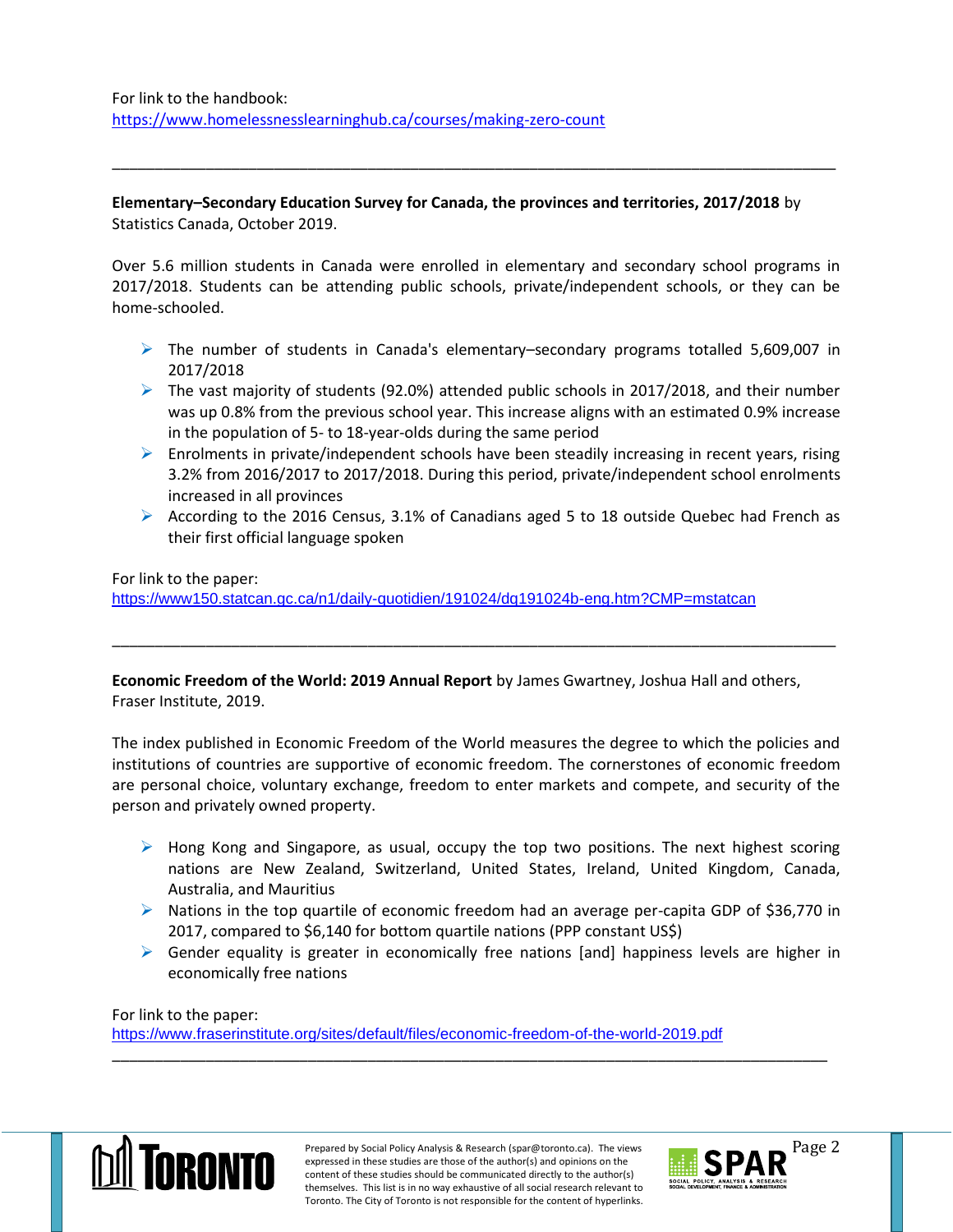For link to the handbook:
https://www.homelessnesslearninghub.ca/courses/making-zero-count

---

**Elementary–Secondary Education Survey for Canada, the provinces and territories, 2017/2018** by Statistics Canada, October 2019.

Over 5.6 million students in Canada were enrolled in elementary and secondary school programs in 2017/2018. Students can be attending public schools, private/independent schools, or they can be home-schooled.

- The number of students in Canada's elementary–secondary programs totalled 5,609,007 in 2017/2018
- The vast majority of students (92.0%) attended public schools in 2017/2018, and their number was up 0.8% from the previous school year. This increase aligns with an estimated 0.9% increase in the population of 5- to 18-year-olds during the same period
- Enrolments in private/independent schools have been steadily increasing in recent years, rising 3.2% from 2016/2017 to 2017/2018. During this period, private/independent school enrolments increased in all provinces
- According to the 2016 Census, 3.1% of Canadians aged 5 to 18 outside Quebec had French as their first official language spoken

For link to the paper:
https://www150.statcan.gc.ca/n1/daily-quotidien/191024/dq191024b-eng.htm?CMP=mstatcan

---

**Economic Freedom of the World: 2019 Annual Report** by James Gwartney, Joshua Hall and others, Fraser Institute, 2019.

The index published in Economic Freedom of the World measures the degree to which the policies and institutions of countries are supportive of economic freedom. The cornerstones of economic freedom are personal choice, voluntary exchange, freedom to enter markets and compete, and security of the person and privately owned property.

- Hong Kong and Singapore, as usual, occupy the top two positions. The next highest scoring nations are New Zealand, Switzerland, United States, Ireland, United Kingdom, Canada, Australia, and Mauritius
- Nations in the top quartile of economic freedom had an average per-capita GDP of $36,770 in 2017, compared to $6,140 for bottom quartile nations (PPP constant US$)
- Gender equality is greater in economically free nations [and] happiness levels are higher in economically free nations

For link to the paper:
https://www.fraserinstitute.org/sites/default/files/economic-freedom-of-the-world-2019.pdf

---

Prepared by Social Policy Analysis & Research (spar@toronto.ca). The views expressed in these studies are those of the author(s) and opinions on the content of these studies should be communicated directly to the author(s) themselves. This list is in no way exhaustive of all social research relevant to Toronto. The City of Toronto is not responsible for the content of hyperlinks.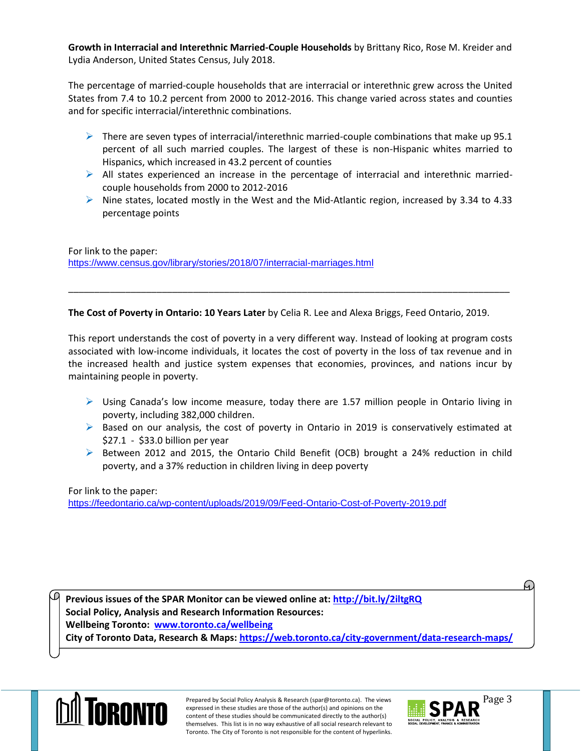**Growth in Interracial and Interethnic Married-Couple Households** by Brittany Rico, Rose M. Kreider and Lydia Anderson, United States Census, July 2018.

The percentage of married-couple households that are interracial or interethnic grew across the United States from 7.4 to 10.2 percent from 2000 to 2012-2016. This change varied across states and counties and for specific interracial/interethnic combinations.

- There are seven types of interracial/interethnic married-couple combinations that make up 95.1 percent of all such married couples. The largest of these is non-Hispanic whites married to Hispanics, which increased in 43.2 percent of counties
- All states experienced an increase in the percentage of interracial and interethnic married-couple households from 2000 to 2012-2016
- Nine states, located mostly in the West and the Mid-Atlantic region, increased by 3.34 to 4.33 percentage points

For link to the paper:
https://www.census.gov/library/stories/2018/07/interracial-marriages.html

---

**The Cost of Poverty in Ontario: 10 Years Later** by Celia R. Lee and Alexa Briggs, Feed Ontario, 2019.

This report understands the cost of poverty in a very different way. Instead of looking at program costs associated with low-income individuals, it locates the cost of poverty in the loss of tax revenue and in the increased health and justice system expenses that economies, provinces, and nations incur by maintaining people in poverty.

- Using Canada's low income measure, today there are 1.57 million people in Ontario living in poverty, including 382,000 children.
- Based on our analysis, the cost of poverty in Ontario in 2019 is conservatively estimated at $27.1 - $33.0 billion per year
- Between 2012 and 2015, the Ontario Child Benefit (OCB) brought a 24% reduction in child poverty, and a 37% reduction in children living in deep poverty

For link to the paper:
https://feedontario.ca/wp-content/uploads/2019/09/Feed-Ontario-Cost-of-Poverty-2019.pdf

**Previous issues of the SPAR Monitor can be viewed online at: http://bit.ly/2iltgRQ**
**Social Policy, Analysis and Research Information Resources:**
**Wellbeing Toronto: www.toronto.ca/wellbeing**
**City of Toronto Data, Research & Maps: https://web.toronto.ca/city-government/data-research-maps/**

Prepared by Social Policy Analysis & Research (spar@toronto.ca). The views expressed in these studies are those of the author(s) and opinions on the content of these studies should be communicated directly to the author(s) themselves. This list is in no way exhaustive of all social research relevant to Toronto. The City of Toronto is not responsible for the content of hyperlinks.